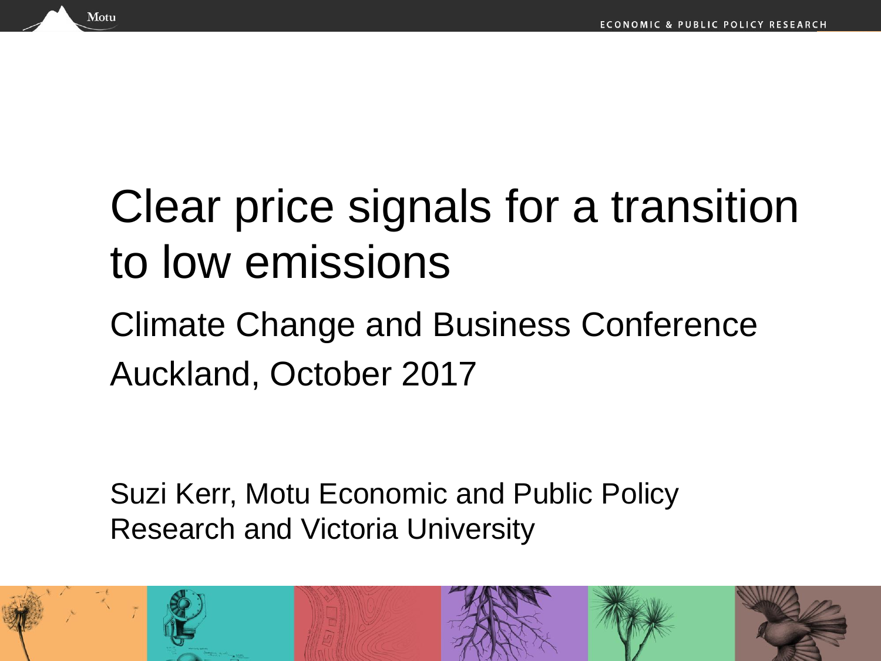# Clear price signals for a transition to low emissions

## Climate Change and Business Conference

## Auckland, October 2017

Suzi Kerr, Motu Economic and Public Policy Research and Victoria University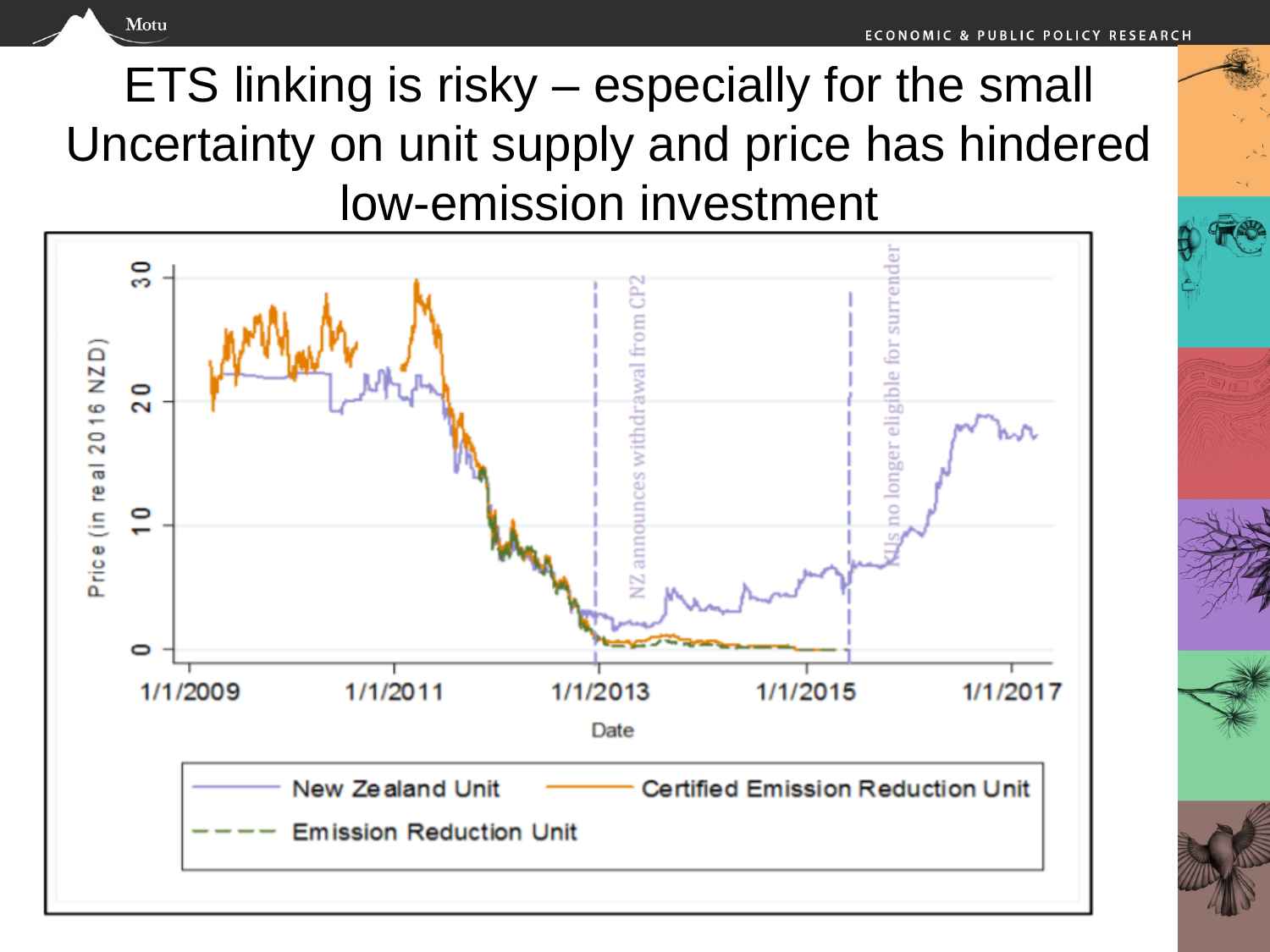# ETS linking is risky – especially for the small

## Uncertainty on unit supply and price has hindered low-emission investment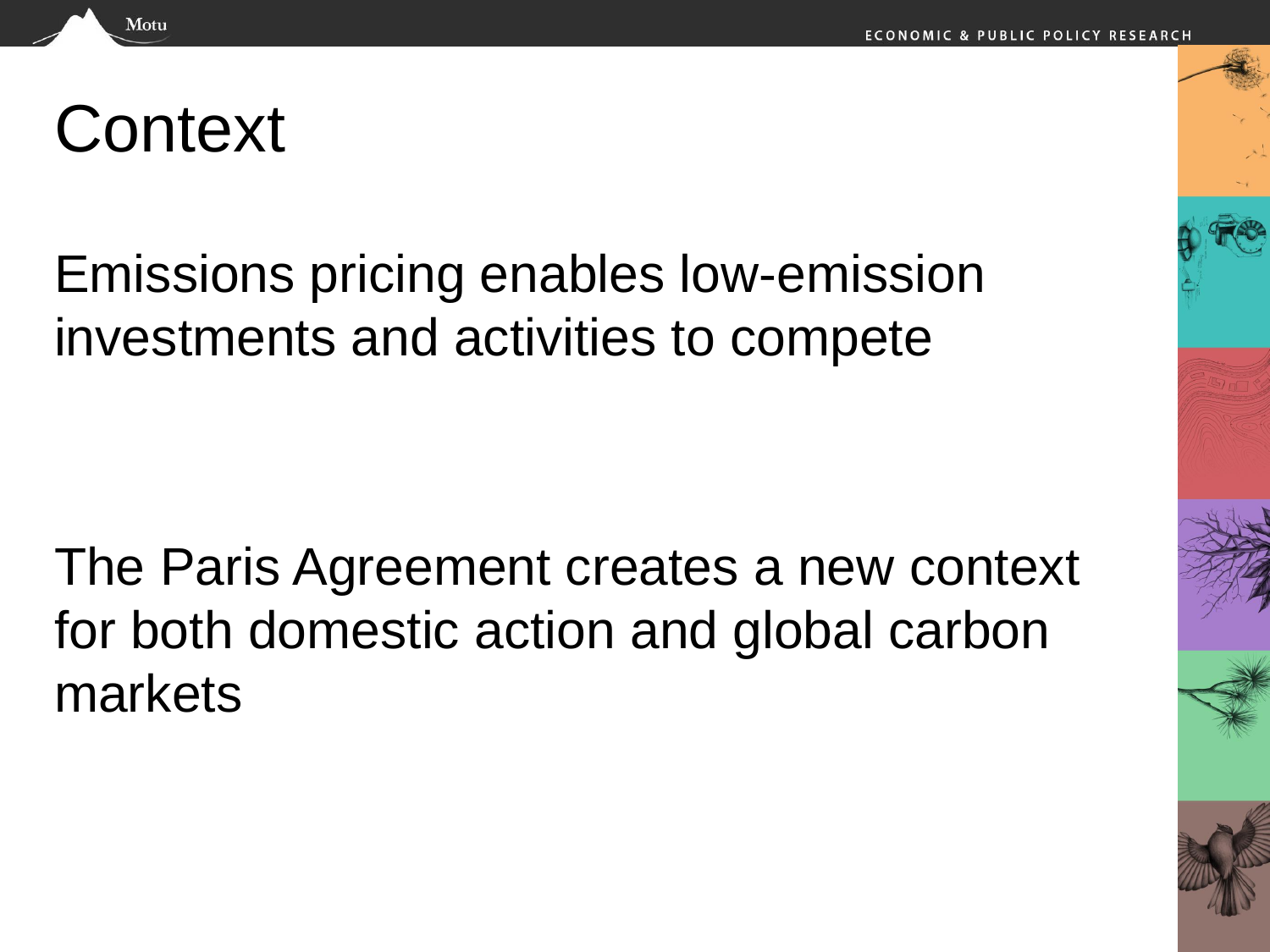# Context

Emissions pricing enables low-emission investments and activities to compete

The Paris Agreement creates a new context for both domestic action and global carbon markets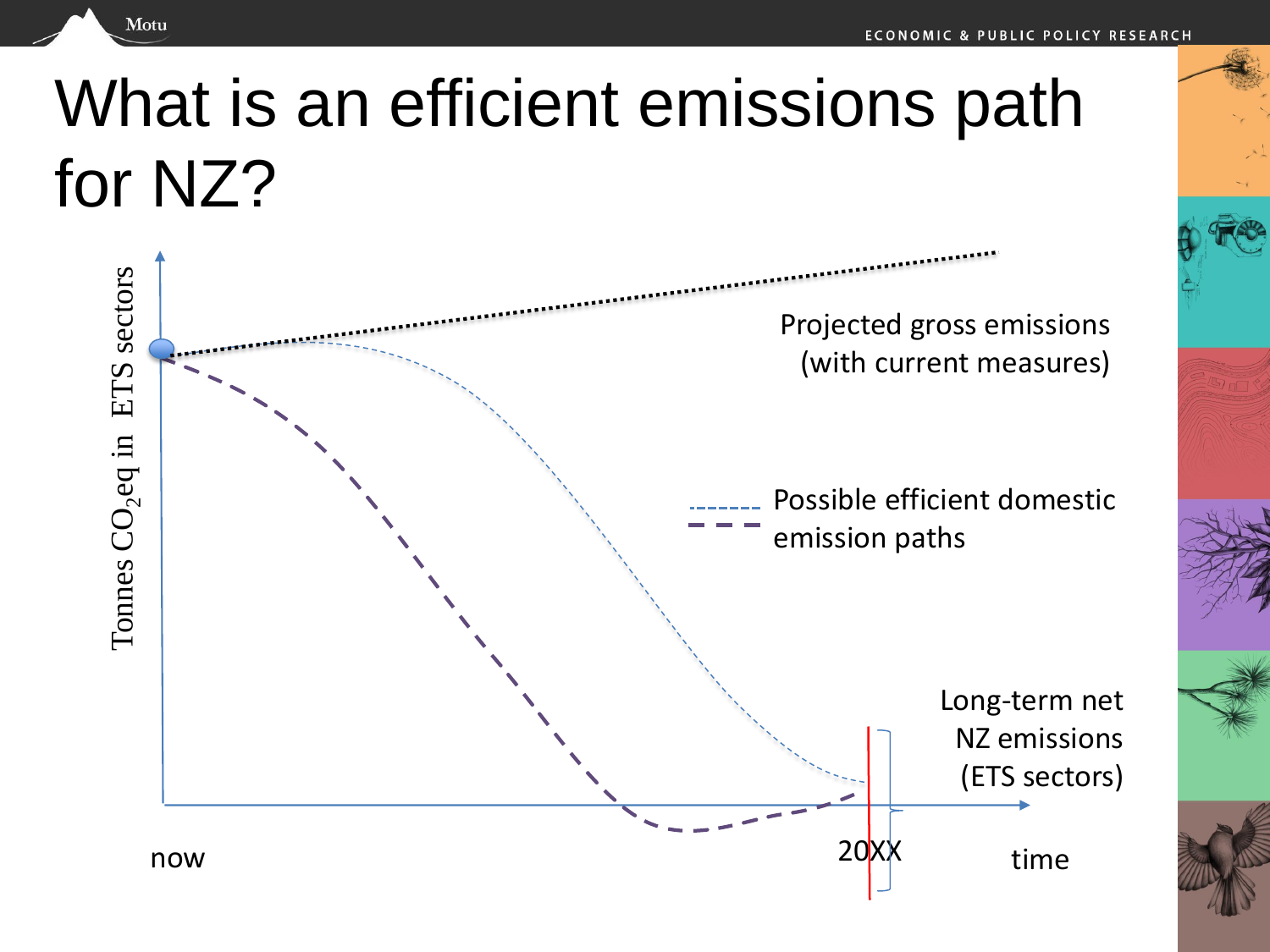# What is an efficient emissions path for NZ?

Tonnes $CO_2$eq in ETS sectors

Projected gross emissions (with current measures)

Possible efficient domestic emission paths

Long-term net NZ emissions (ETS sectors)

now

20XX

time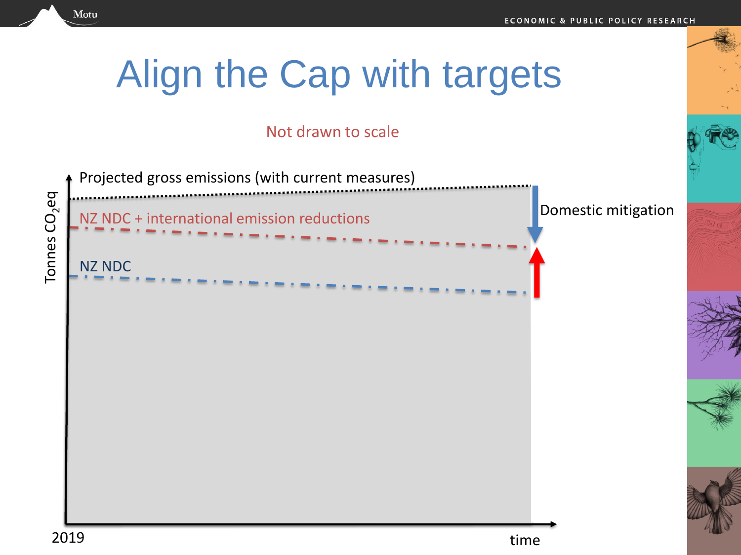# Align the Cap with targets

Not drawn to scale

Projected gross emissions (with current measures)

NZ NDC + international emission reductions

NZ NDC

Domestic mitigation

Tonnes $CO_2$eq

2019

time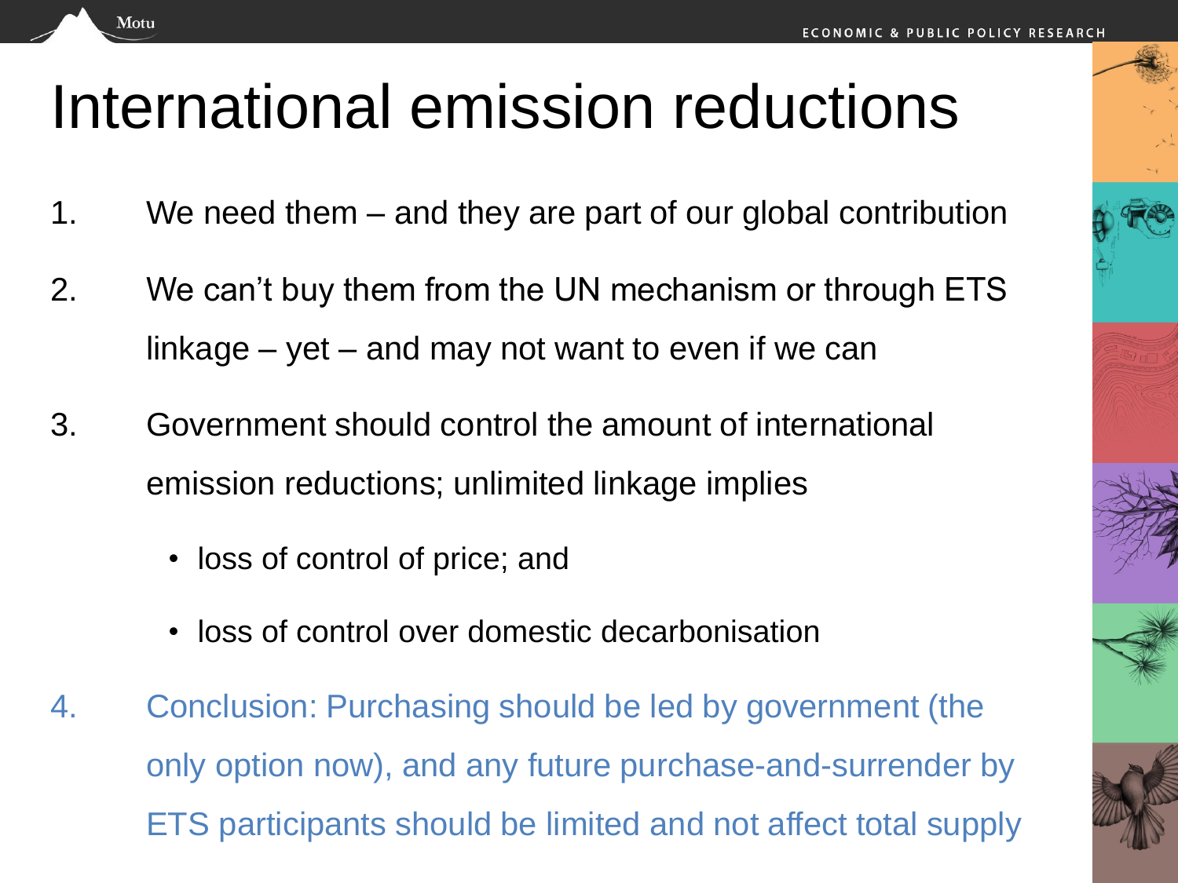# International emission reductions

1. We need them – and they are part of our global contribution
2. We can't buy them from the UN mechanism or through ETS linkage – yet – and may not want to even if we can
3. Government should control the amount of international emission reductions; unlimited linkage implies
   - loss of control of price; and
   - loss of control over domestic decarbonisation
4. Conclusion: Purchasing should be led by government (the only option now), and any future purchase-and-surrender by ETS participants should be limited and not affect total supply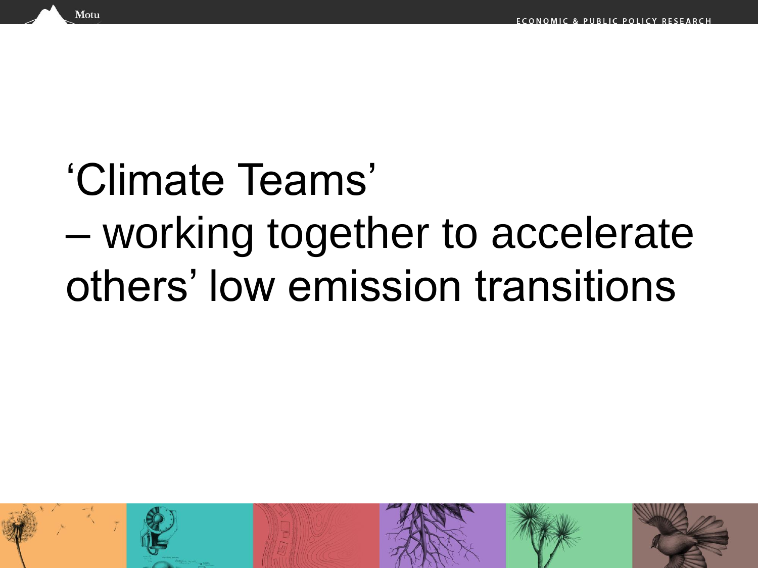# 'Climate Teams' – working together to accelerate others' low emission transitions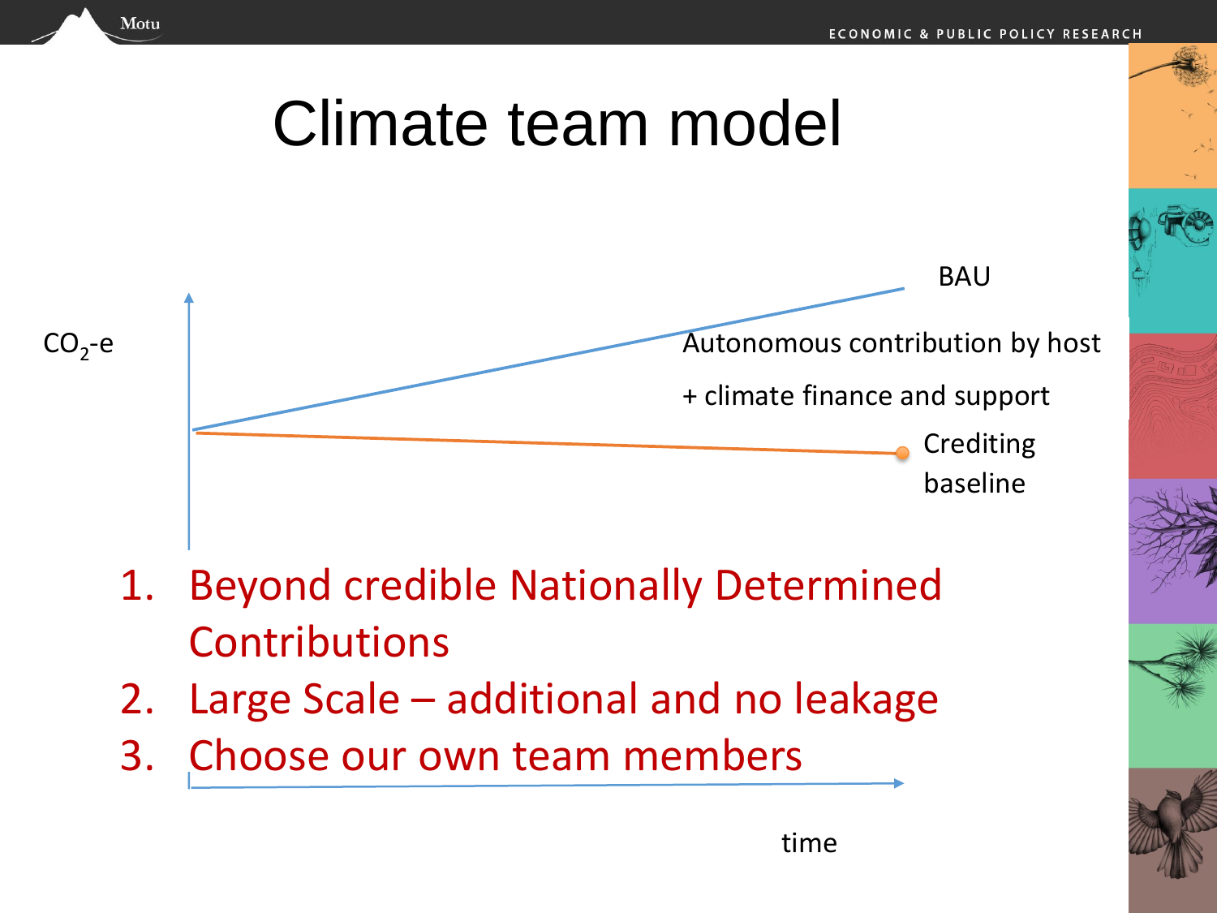# Climate team model

$CO_2$-e

BAU

Autonomous contribution by host

+ climate finance and support

Crediting baseline

time

1. Beyond credible Nationally Determined Contributions
2. Large Scale – additional and no leakage
3. Choose our own team members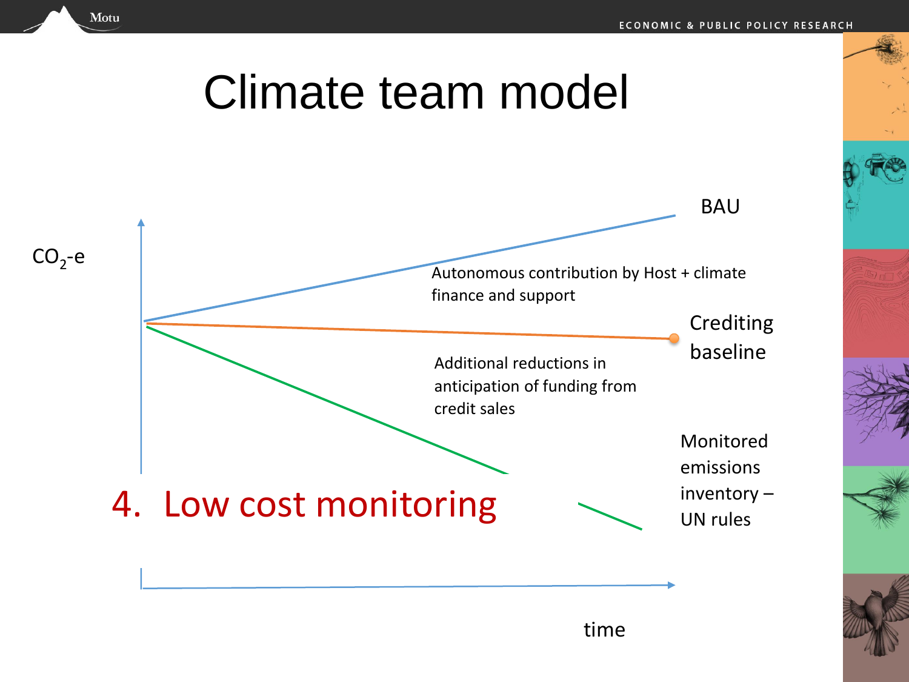# Climate team model

$CO_2$-e

BAU

Autonomous contribution by Host + climate finance and support

Crediting baseline

Additional reductions in anticipation of funding from credit sales

Monitored emissions inventory – UN rules

4. Low cost monitoring

time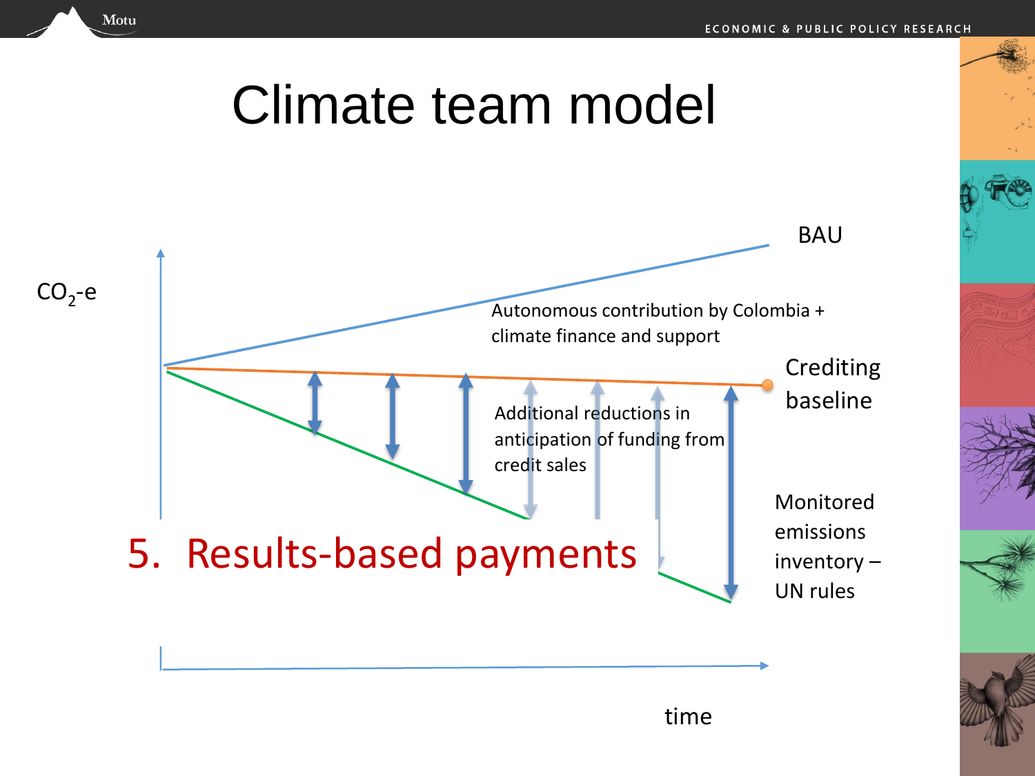# Climate team model

$CO_2$-e

BAU

Autonomous contribution by Colombia + climate finance and support

Crediting baseline

Additional reductions in anticipation of funding from credit sales

Monitored emissions inventory – UN rules

5. Results-based payments

time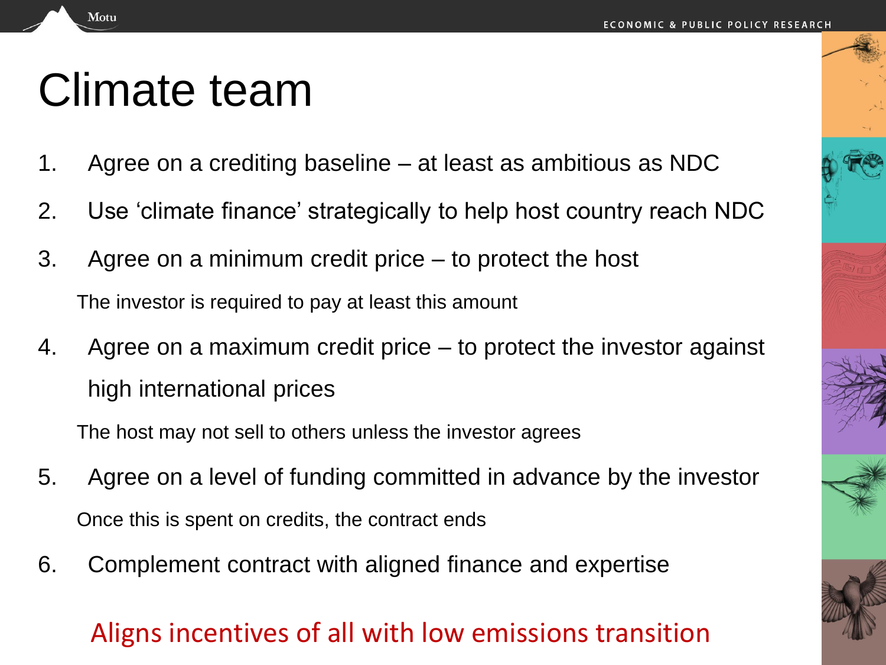# Climate team

1. Agree on a crediting baseline – at least as ambitious as NDC
2. Use 'climate finance' strategically to help host country reach NDC
3. Agree on a minimum credit price – to protect the host

   The investor is required to pay at least this amount

4. Agree on a maximum credit price – to protect the investor against high international prices

   The host may not sell to others unless the investor agrees

5. Agree on a level of funding committed in advance by the investor

   Once this is spent on credits, the contract ends

6. Complement contract with aligned finance and expertise

Aligns incentives of all with low emissions transition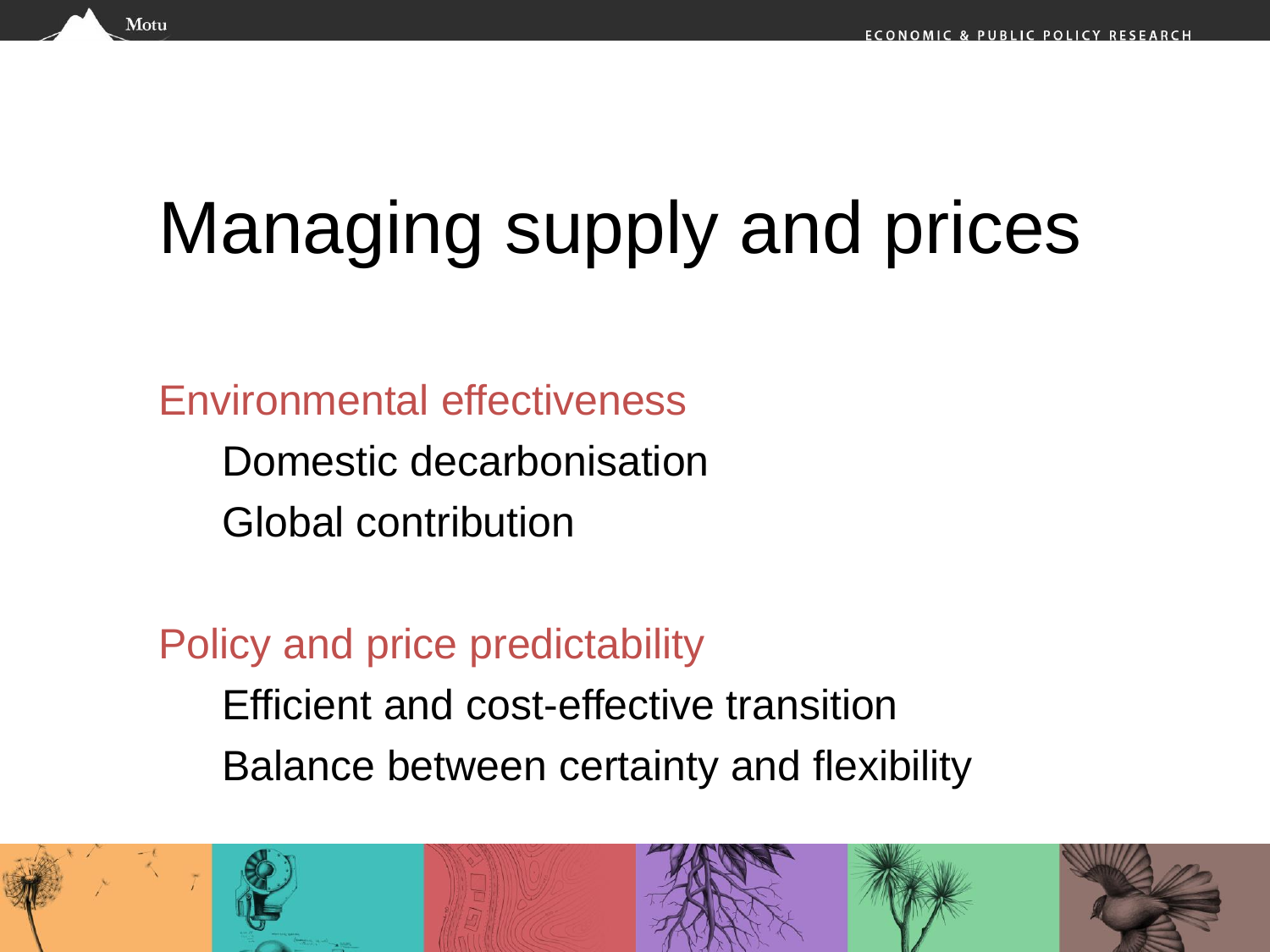# Managing supply and prices

## Environmental effectiveness

- Domestic decarbonisation
- Global contribution

## Policy and price predictability

- Efficient and cost-effective transition
- Balance between certainty and flexibility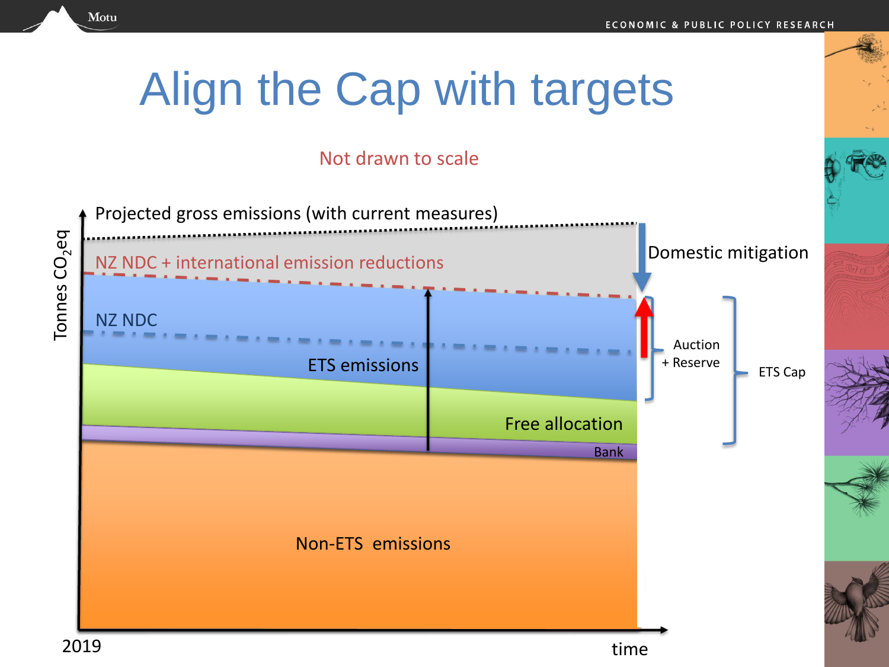# Align the Cap with targets

Not drawn to scale

Projected gross emissions (with current measures)

Tonnes $CO_2eq$

NZ NDC + international emission reductions

Domestic mitigation

NZ NDC

ETS emissions

Auction + Reserve

ETS Cap

Free allocation

Bank

Non-ETS emissions

2019

time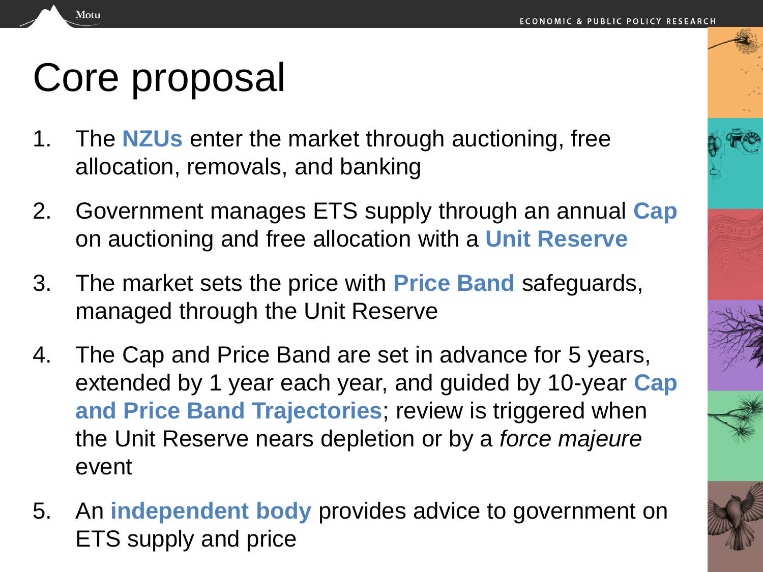# Core proposal

1. The **NZUs** enter the market through auctioning, free allocation, removals, and banking
2. Government manages ETS supply through an annual **Cap** on auctioning and free allocation with a **Unit Reserve**
3. The market sets the price with **Price Band** safeguards, managed through the Unit Reserve
4. The Cap and Price Band are set in advance for 5 years, extended by 1 year each year, and guided by 10-year **Cap and Price Band Trajectories**; review is triggered when the Unit Reserve nears depletion or by a *force majeure* event
5. An **independent body** provides advice to government on ETS supply and price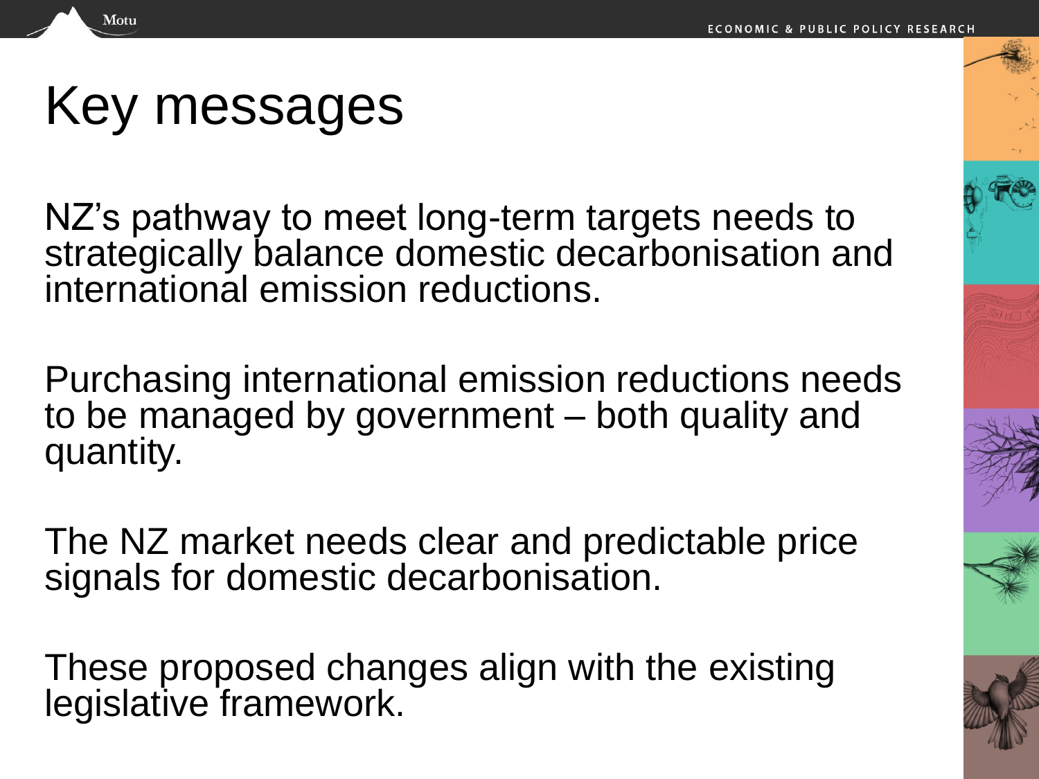# Key messages

NZ's pathway to meet long-term targets needs to strategically balance domestic decarbonisation and international emission reductions.

Purchasing international emission reductions needs to be managed by government – both quality and quantity.

The NZ market needs clear and predictable price signals for domestic decarbonisation.

These proposed changes align with the existing legislative framework.